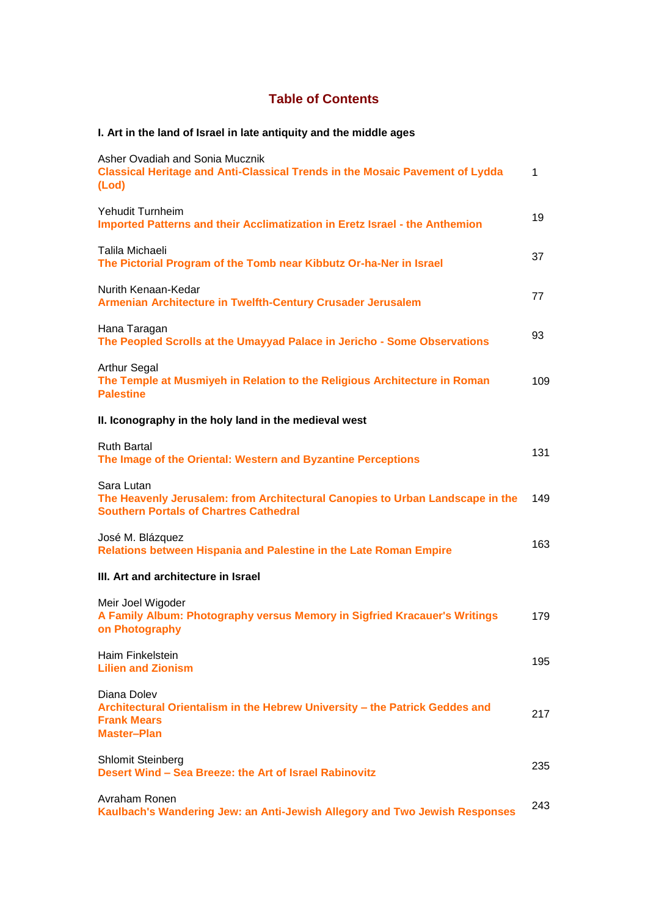# Table of Contents

## I. Art in the land of Israel in late antiquity and the middle ages

| | |
|---|---|
| Asher Ovadiah and Sonia Mucznik<br>**Classical Heritage and Anti-Classical Trends in the Mosaic Pavement of Lydda (Lod)** | 1 |
| Yehudit Turnheim<br>**Imported Patterns and their Acclimatization in Eretz Israel - the Anthemion** | 19 |
| Talila Michaeli<br>**The Pictorial Program of the Tomb near Kibbutz Or-ha-Ner in Israel** | 37 |
| Nurith Kenaan-Kedar<br>**Armenian Architecture in Twelfth-Century Crusader Jerusalem** | 77 |
| Hana Taragan<br>**The Peopled Scrolls at the Umayyad Palace in Jericho - Some Observations** | 93 |
| Arthur Segal<br>**The Temple at Musmiyeh in Relation to the Religious Architecture in Roman Palestine** | 109 |

## II. Iconography in the holy land in the medieval west

| | |
|---|---|
| Ruth Bartal<br>**The Image of the Oriental: Western and Byzantine Perceptions** | 131 |
| Sara Lutan<br>**The Heavenly Jerusalem: from Architectural Canopies to Urban Landscape in the Southern Portals of Chartres Cathedral** | 149 |
| José M. Blázquez<br>**Relations between Hispania and Palestine in the Late Roman Empire** | 163 |

## III. Art and architecture in Israel

| | |
|---|---|
| Meir Joel Wigoder<br>**A Family Album: Photography versus Memory in Sigfried Kracauer's Writings on Photography** | 179 |
| Haim Finkelstein<br>**Lilien and Zionism** | 195 |
| Diana Dolev<br>**Architectural Orientalism in the Hebrew University – the Patrick Geddes and Frank Mears Master–Plan** | 217 |
| Shlomit Steinberg<br>**Desert Wind – Sea Breeze: the Art of Israel Rabinovitz** | 235 |
| Avraham Ronen<br>**Kaulbach's Wandering Jew: an Anti-Jewish Allegory and Two Jewish Responses** | 243 |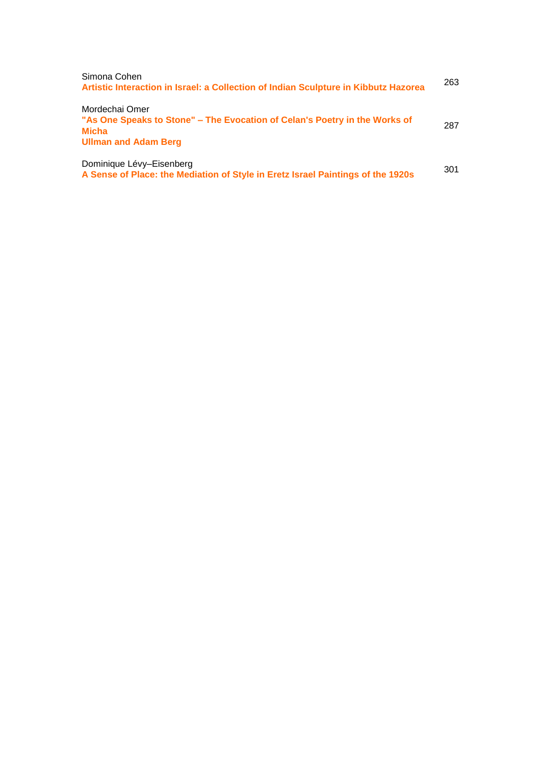Simona Cohen
**Artistic Interaction in Israel: a Collection of Indian Sculpture in Kibbutz Hazorea** 263

Mordechai Omer
**"As One Speaks to Stone" – The Evocation of Celan's Poetry in the Works of Micha Ullman and Adam Berg** 287

Dominique Lévy–Eisenberg
**A Sense of Place: the Mediation of Style in Eretz Israel Paintings of the 1920s** 301